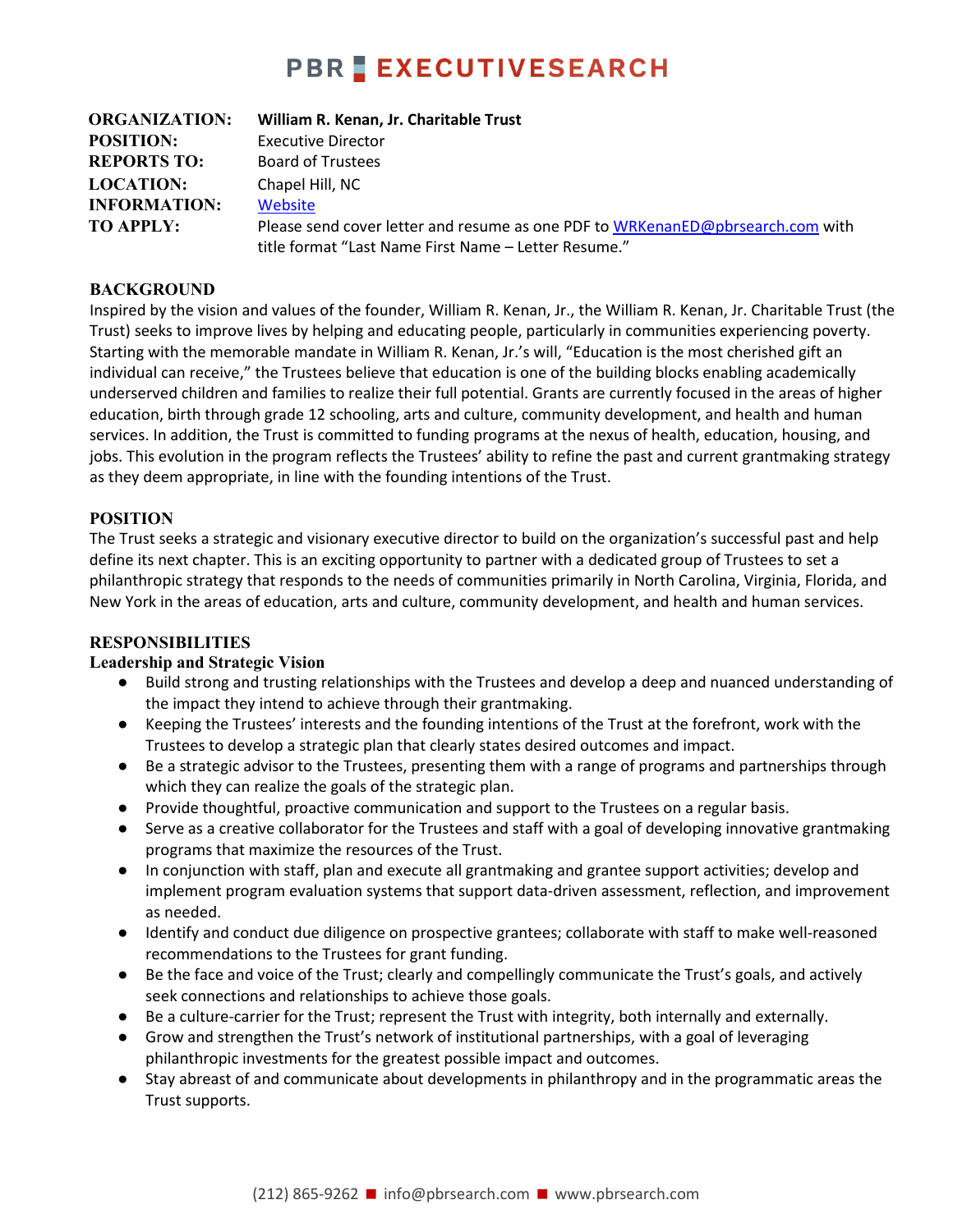# PBR EXECUTIVESEARCH

| | |
|---|---|
| **ORGANIZATION:** | **William R. Kenan, Jr. Charitable Trust** |
| **POSITION:** | Executive Director |
| **REPORTS TO:** | Board of Trustees |
| **LOCATION:** | Chapel Hill, NC |
| **INFORMATION:** | Website |
| **TO APPLY:** | Please send cover letter and resume as one PDF to WRKenanED@pbrsearch.com with title format "Last Name First Name – Letter Resume." |

## BACKGROUND

Inspired by the vision and values of the founder, William R. Kenan, Jr., the William R. Kenan, Jr. Charitable Trust (the Trust) seeks to improve lives by helping and educating people, particularly in communities experiencing poverty. Starting with the memorable mandate in William R. Kenan, Jr.'s will, "Education is the most cherished gift an individual can receive," the Trustees believe that education is one of the building blocks enabling academically underserved children and families to realize their full potential. Grants are currently focused in the areas of higher education, birth through grade 12 schooling, arts and culture, community development, and health and human services. In addition, the Trust is committed to funding programs at the nexus of health, education, housing, and jobs. This evolution in the program reflects the Trustees' ability to refine the past and current grantmaking strategy as they deem appropriate, in line with the founding intentions of the Trust.

## POSITION

The Trust seeks a strategic and visionary executive director to build on the organization's successful past and help define its next chapter. This is an exciting opportunity to partner with a dedicated group of Trustees to set a philanthropic strategy that responds to the needs of communities primarily in North Carolina, Virginia, Florida, and New York in the areas of education, arts and culture, community development, and health and human services.

## RESPONSIBILITIES

### Leadership and Strategic Vision

- Build strong and trusting relationships with the Trustees and develop a deep and nuanced understanding of the impact they intend to achieve through their grantmaking.
- Keeping the Trustees' interests and the founding intentions of the Trust at the forefront, work with the Trustees to develop a strategic plan that clearly states desired outcomes and impact.
- Be a strategic advisor to the Trustees, presenting them with a range of programs and partnerships through which they can realize the goals of the strategic plan.
- Provide thoughtful, proactive communication and support to the Trustees on a regular basis.
- Serve as a creative collaborator for the Trustees and staff with a goal of developing innovative grantmaking programs that maximize the resources of the Trust.
- In conjunction with staff, plan and execute all grantmaking and grantee support activities; develop and implement program evaluation systems that support data-driven assessment, reflection, and improvement as needed.
- Identify and conduct due diligence on prospective grantees; collaborate with staff to make well-reasoned recommendations to the Trustees for grant funding.
- Be the face and voice of the Trust; clearly and compellingly communicate the Trust's goals, and actively seek connections and relationships to achieve those goals.
- Be a culture-carrier for the Trust; represent the Trust with integrity, both internally and externally.
- Grow and strengthen the Trust's network of institutional partnerships, with a goal of leveraging philanthropic investments for the greatest possible impact and outcomes.
- Stay abreast of and communicate about developments in philanthropy and in the programmatic areas the Trust supports.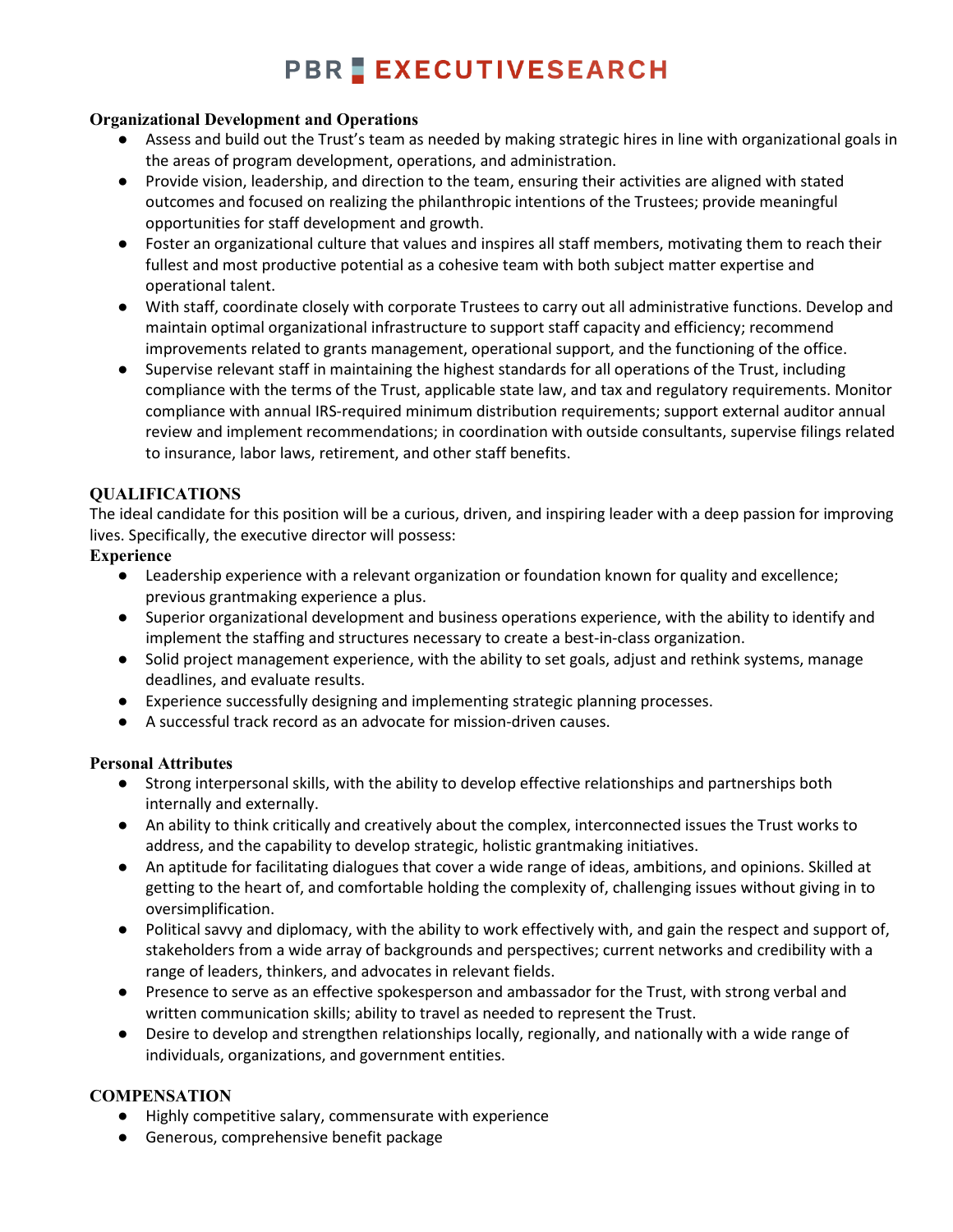**Organizational Development and Operations**

- Assess and build out the Trust's team as needed by making strategic hires in line with organizational goals in the areas of program development, operations, and administration.
- Provide vision, leadership, and direction to the team, ensuring their activities are aligned with stated outcomes and focused on realizing the philanthropic intentions of the Trustees; provide meaningful opportunities for staff development and growth.
- Foster an organizational culture that values and inspires all staff members, motivating them to reach their fullest and most productive potential as a cohesive team with both subject matter expertise and operational talent.
- With staff, coordinate closely with corporate Trustees to carry out all administrative functions. Develop and maintain optimal organizational infrastructure to support staff capacity and efficiency; recommend improvements related to grants management, operational support, and the functioning of the office.
- Supervise relevant staff in maintaining the highest standards for all operations of the Trust, including compliance with the terms of the Trust, applicable state law, and tax and regulatory requirements. Monitor compliance with annual IRS-required minimum distribution requirements; support external auditor annual review and implement recommendations; in coordination with outside consultants, supervise filings related to insurance, labor laws, retirement, and other staff benefits.

## QUALIFICATIONS

The ideal candidate for this position will be a curious, driven, and inspiring leader with a deep passion for improving lives. Specifically, the executive director will possess:

**Experience**

- Leadership experience with a relevant organization or foundation known for quality and excellence; previous grantmaking experience a plus.
- Superior organizational development and business operations experience, with the ability to identify and implement the staffing and structures necessary to create a best-in-class organization.
- Solid project management experience, with the ability to set goals, adjust and rethink systems, manage deadlines, and evaluate results.
- Experience successfully designing and implementing strategic planning processes.
- A successful track record as an advocate for mission-driven causes.

**Personal Attributes**

- Strong interpersonal skills, with the ability to develop effective relationships and partnerships both internally and externally.
- An ability to think critically and creatively about the complex, interconnected issues the Trust works to address, and the capability to develop strategic, holistic grantmaking initiatives.
- An aptitude for facilitating dialogues that cover a wide range of ideas, ambitions, and opinions. Skilled at getting to the heart of, and comfortable holding the complexity of, challenging issues without giving in to oversimplification.
- Political savvy and diplomacy, with the ability to work effectively with, and gain the respect and support of, stakeholders from a wide array of backgrounds and perspectives; current networks and credibility with a range of leaders, thinkers, and advocates in relevant fields.
- Presence to serve as an effective spokesperson and ambassador for the Trust, with strong verbal and written communication skills; ability to travel as needed to represent the Trust.
- Desire to develop and strengthen relationships locally, regionally, and nationally with a wide range of individuals, organizations, and government entities.

## COMPENSATION

- Highly competitive salary, commensurate with experience
- Generous, comprehensive benefit package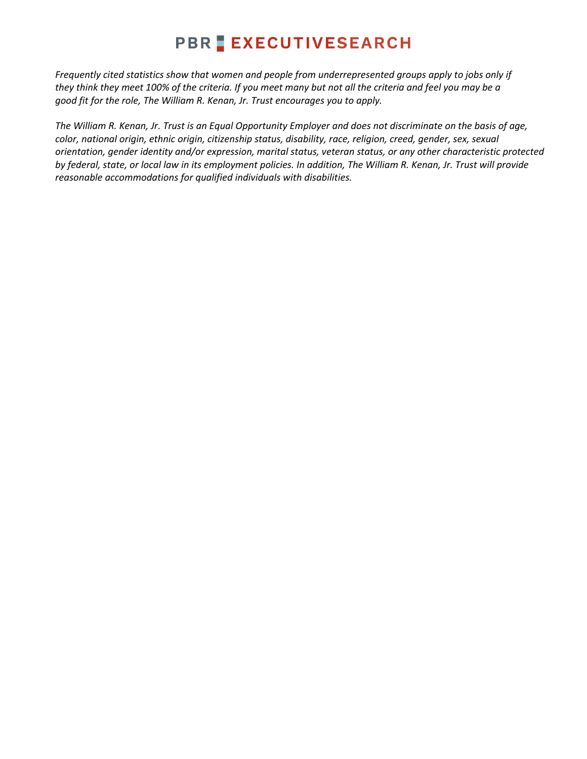*Frequently cited statistics show that women and people from underrepresented groups apply to jobs only if they think they meet 100% of the criteria. If you meet many but not all the criteria and feel you may be a good fit for the role, The William R. Kenan, Jr. Trust encourages you to apply.*

*The William R. Kenan, Jr. Trust is an Equal Opportunity Employer and does not discriminate on the basis of age, color, national origin, ethnic origin, citizenship status, disability, race, religion, creed, gender, sex, sexual orientation, gender identity and/or expression, marital status, veteran status, or any other characteristic protected by federal, state, or local law in its employment policies. In addition, The William R. Kenan, Jr. Trust will provide reasonable accommodations for qualified individuals with disabilities.*